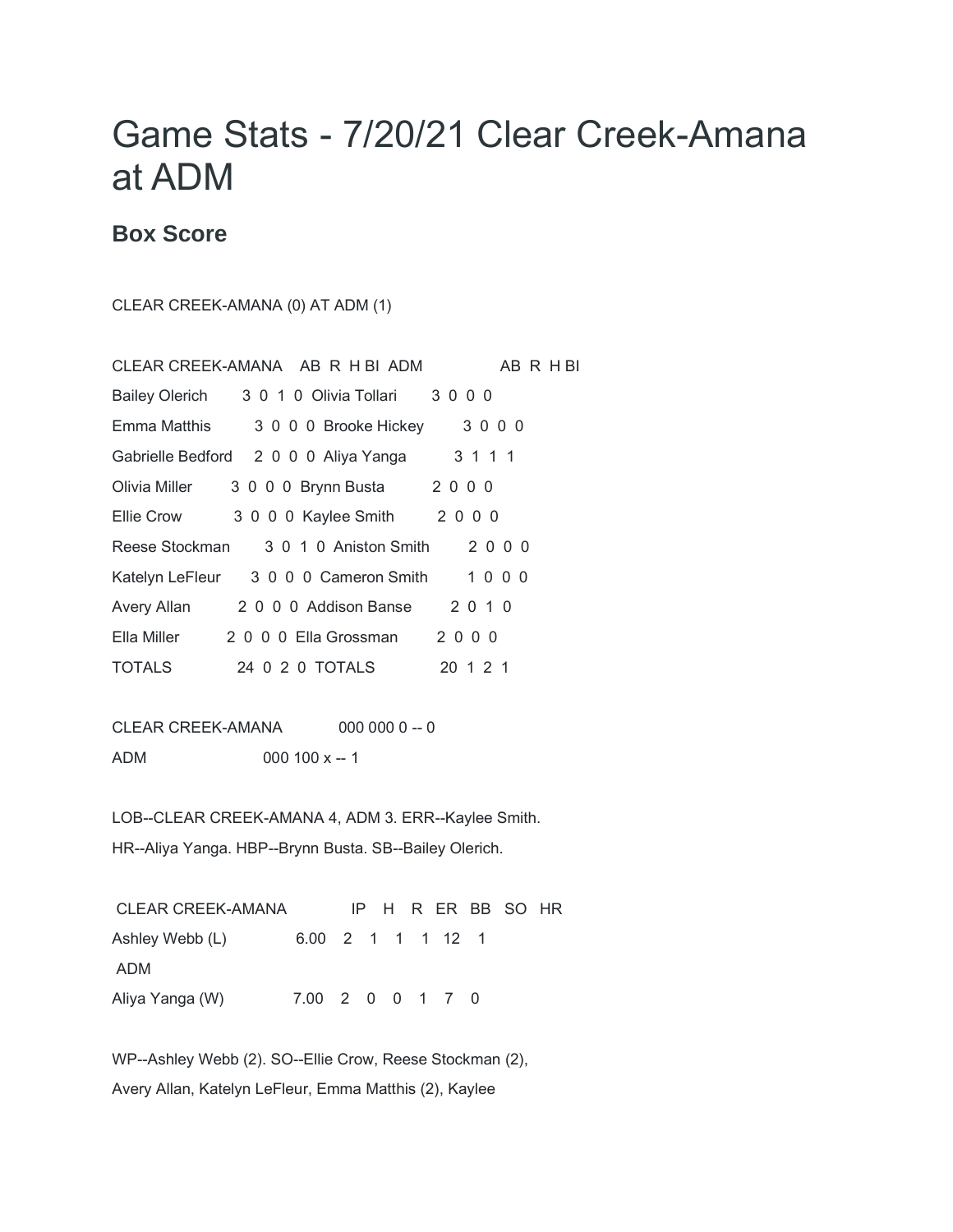# Game Stats - 7/20/21 Clear Creek-Amana at ADM

## Box Score

CLEAR CREEK-AMANA (0) AT ADM (1)

| CLEAR CREEK-AMANA | AB | R | H | BI | ADM | AB | R | H | BI |
|---|---|---|---|---|---|---|---|---|---|
| Bailey Olerich | 3 | 0 | 1 | 0 | Olivia Tollari | 3 | 0 | 0 | 0 |
| Emma Matthis | 3 | 0 | 0 | 0 | Brooke Hickey | 3 | 0 | 0 | 0 |
| Gabrielle Bedford | 2 | 0 | 0 | 0 | Aliya Yanga | 3 | 1 | 1 | 1 |
| Olivia Miller | 3 | 0 | 0 | 0 | Brynn Busta | 2 | 0 | 0 | 0 |
| Ellie Crow | 3 | 0 | 0 | 0 | Kaylee Smith | 2 | 0 | 0 | 0 |
| Reese Stockman | 3 | 0 | 1 | 0 | Aniston Smith | 2 | 0 | 0 | 0 |
| Katelyn LeFleur | 3 | 0 | 0 | 0 | Cameron Smith | 1 | 0 | 0 | 0 |
| Avery Allan | 2 | 0 | 0 | 0 | Addison Banse | 2 | 0 | 1 | 0 |
| Ella Miller | 2 | 0 | 0 | 0 | Ella Grossman | 2 | 0 | 0 | 0 |
| TOTALS | 24 | 0 | 2 | 0 | TOTALS | 20 | 1 | 2 | 1 |

| | | |
|---|---|---|
| CLEAR CREEK-AMANA | 000 000 0 | -- 0 |
| ADM | 000 100 x | -- 1 |

LOB--CLEAR CREEK-AMANA 4, ADM 3. ERR--Kaylee Smith.
HR--Aliya Yanga. HBP--Brynn Busta. SB--Bailey Olerich.

| CLEAR CREEK-AMANA | IP | H | R | ER | BB | SO | HR |
|---|---|---|---|---|---|---|---|
| Ashley Webb (L) | 6.00 | 2 | 1 | 1 | 1 | 12 | 1 |
| ADM | | | | | | | |
| Aliya Yanga (W) | 7.00 | 2 | 0 | 0 | 1 | 7 | 0 |

WP--Ashley Webb (2). SO--Ellie Crow, Reese Stockman (2),
Avery Allan, Katelyn LeFleur, Emma Matthis (2), Kaylee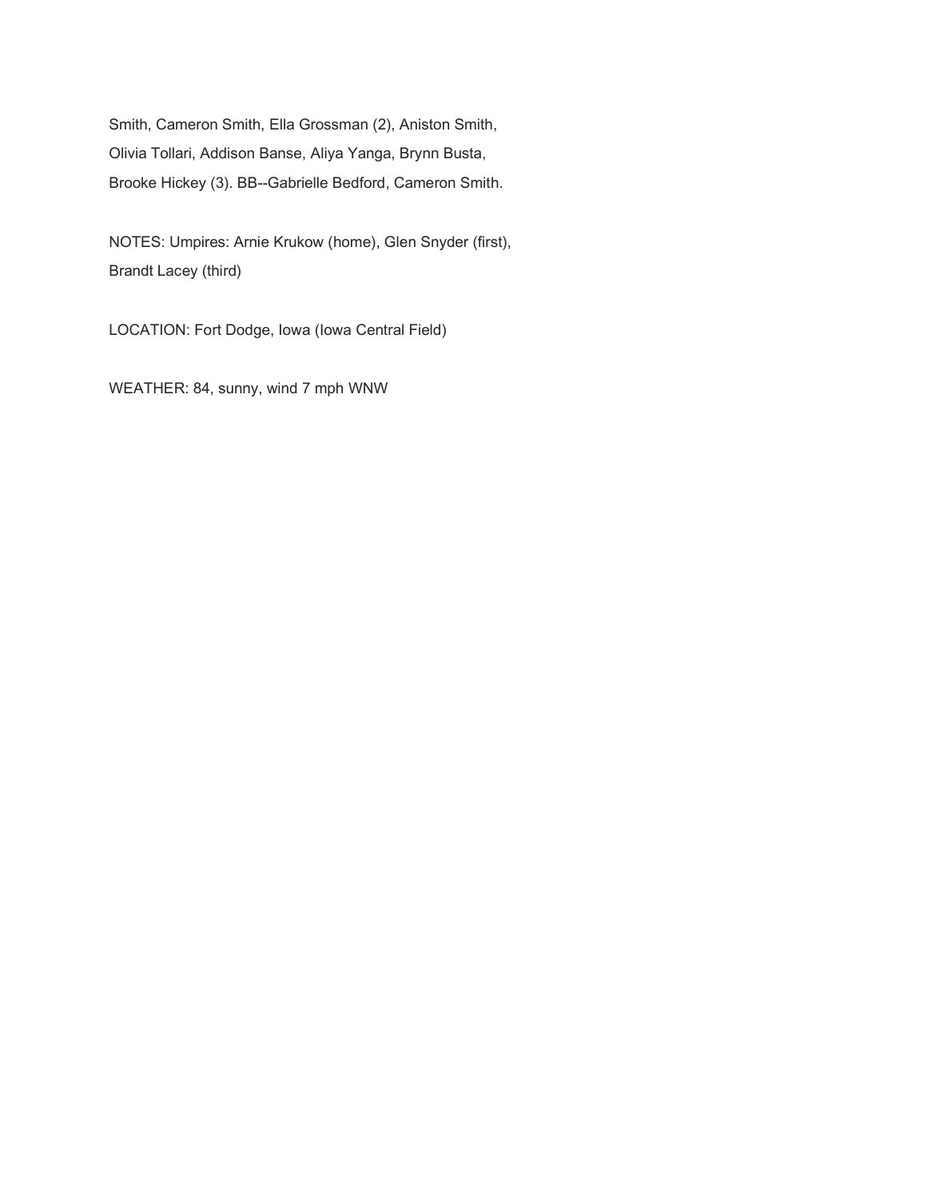Smith, Cameron Smith, Ella Grossman (2), Aniston Smith, Olivia Tollari, Addison Banse, Aliya Yanga, Brynn Busta, Brooke Hickey (3). BB--Gabrielle Bedford, Cameron Smith.

NOTES: Umpires: Arnie Krukow (home), Glen Snyder (first), Brandt Lacey (third)

LOCATION: Fort Dodge, Iowa (Iowa Central Field)

WEATHER: 84, sunny, wind 7 mph WNW